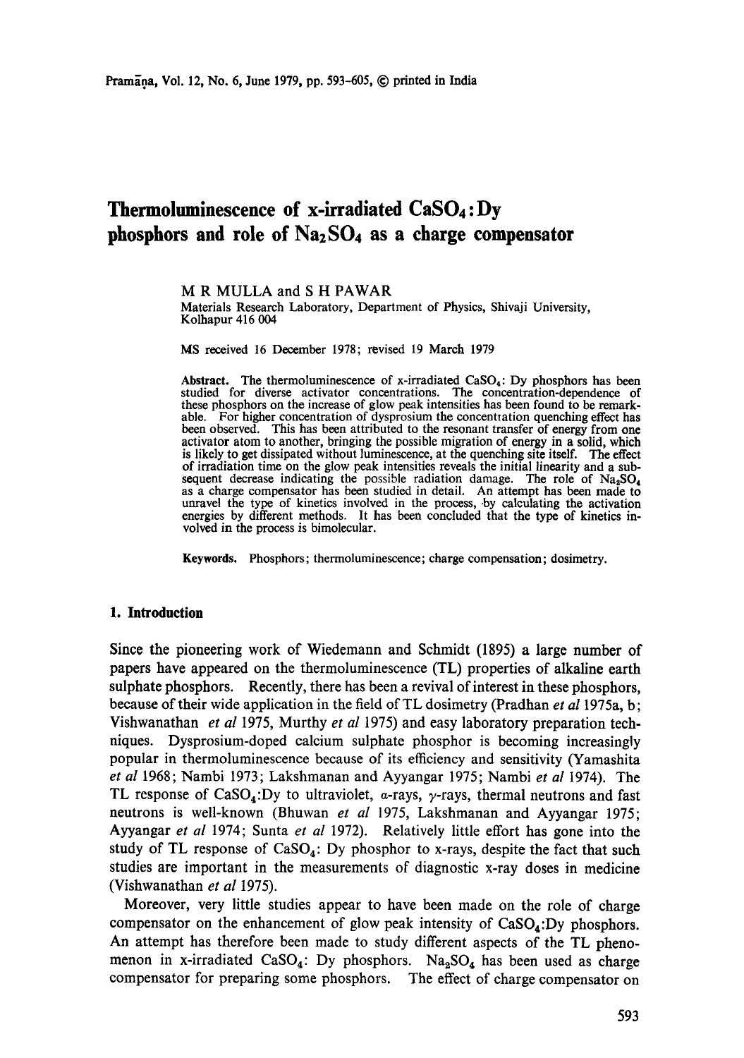# Thermoluminescence of x-irradiated $CaSO_4$:Dy phosphors and role of $Na_2SO_4$ as a charge compensator

M R MULLA and S H PAWAR

Materials Research Laboratory, Department of Physics, Shivaji University, Kolhapur 416 004

MS received 16 December 1978; revised 19 March 1979

**Abstract.** The thermoluminescence of x-irradiated $CaSO_4$: Dy phosphors has been studied for diverse activator concentrations. The concentration-dependence of these phosphors on the increase of glow peak intensities has been found to be remarkable. For higher concentration of dysprosium the concentration quenching effect has been observed. This has been attributed to the resonant transfer of energy from one activator atom to another, bringing the possible migration of energy in a solid, which is likely to get dissipated without luminescence, at the quenching site itself. The effect of irradiation time on the glow peak intensities reveals the initial linearity and a subsequent decrease indicating the possible radiation damage. The role of $Na_2SO_4$ as a charge compensator has been studied in detail. An attempt has been made to unravel the type of kinetics involved in the process, by calculating the activation energies by different methods. It has been concluded that the type of kinetics involved in the process is bimolecular.

**Keywords.** Phosphors; thermoluminescence; charge compensation; dosimetry.

## 1. Introduction

Since the pioneering work of Wiedemann and Schmidt (1895) a large number of papers have appeared on the thermoluminescence (TL) properties of alkaline earth sulphate phosphors. Recently, there has been a revival of interest in these phosphors, because of their wide application in the field of TL dosimetry (Pradhan *et al* 1975a, b; Vishwanathan *et al* 1975, Murthy *et al* 1975) and easy laboratory preparation techniques. Dysprosium-doped calcium sulphate phosphor is becoming increasingly popular in thermoluminescence because of its efficiency and sensitivity (Yamashita *et al* 1968; Nambi 1973; Lakshmanan and Ayyangar 1975; Nambi *et al* 1974). The TL response of $CaSO_4$:Dy to ultraviolet, $\alpha$-rays, $\gamma$-rays, thermal neutrons and fast neutrons is well-known (Bhuwan *et al* 1975, Lakshmanan and Ayyangar 1975; Ayyangar *et al* 1974; Sunta *et al* 1972). Relatively little effort has gone into the study of TL response of $CaSO_4$: Dy phosphor to x-rays, despite the fact that such studies are important in the measurements of diagnostic x-ray doses in medicine (Vishwanathan *et al* 1975).

Moreover, very little studies appear to have been made on the role of charge compensator on the enhancement of glow peak intensity of $CaSO_4$:Dy phosphors. An attempt has therefore been made to study different aspects of the TL phenomenon in x-irradiated $CaSO_4$: Dy phosphors. $Na_2SO_4$ has been used as charge compensator for preparing some phosphors. The effect of charge compensator on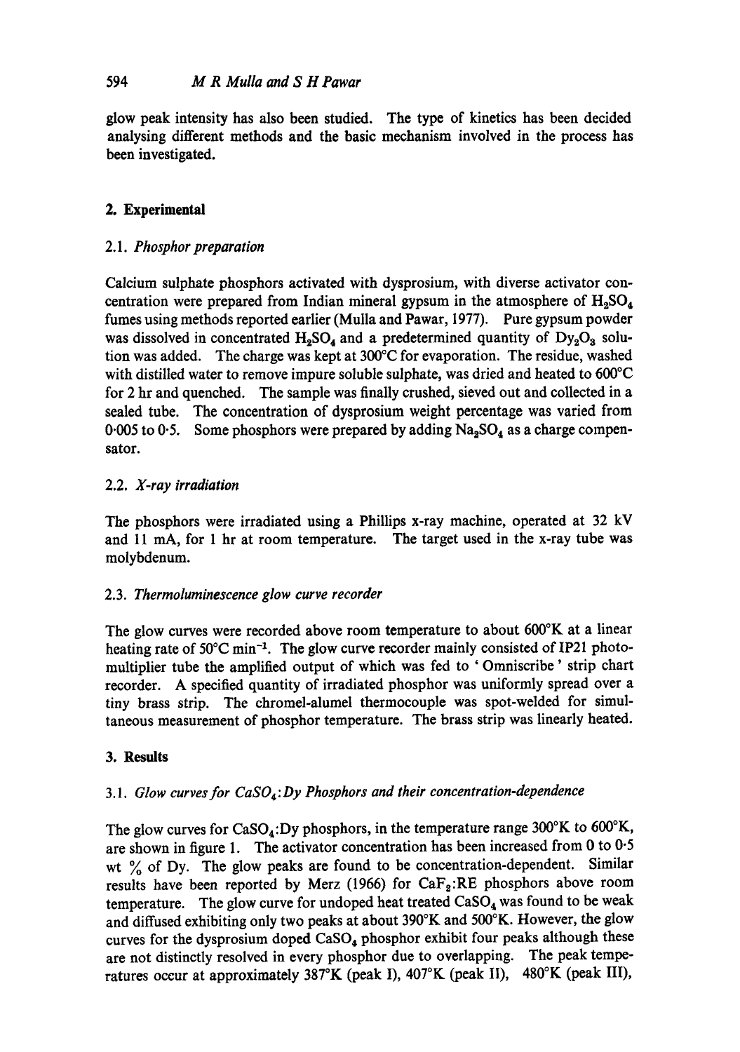glow peak intensity has also been studied. The type of kinetics has been decided analysing different methods and the basic mechanism involved in the process has been investigated.

## 2. Experimental

### 2.1. *Phosphor preparation*

Calcium sulphate phosphors activated with dysprosium, with diverse activator concentration were prepared from Indian mineral gypsum in the atmosphere of $H_2SO_4$ fumes using methods reported earlier (Mulla and Pawar, 1977). Pure gypsum powder was dissolved in concentrated $H_2SO_4$ and a predetermined quantity of $Dy_2O_3$ solution was added. The charge was kept at 300°C for evaporation. The residue, washed with distilled water to remove impure soluble sulphate, was dried and heated to 600°C for 2 hr and quenched. The sample was finally crushed, sieved out and collected in a sealed tube. The concentration of dysprosium weight percentage was varied from 0·005 to 0·5. Some phosphors were prepared by adding $Na_2SO_4$ as a charge compensator.

### 2.2. *X-ray irradiation*

The phosphors were irradiated using a Phillips x-ray machine, operated at 32 kV and 11 mA, for 1 hr at room temperature. The target used in the x-ray tube was molybdenum.

### 2.3. *Thermoluminescence glow curve recorder*

The glow curves were recorded above room temperature to about 600°K at a linear heating rate of 50°C $min^{-1}$. The glow curve recorder mainly consisted of IP21 photomultiplier tube the amplified output of which was fed to 'Omniscribe' strip chart recorder. A specified quantity of irradiated phosphor was uniformly spread over a tiny brass strip. The chromel-alumel thermocouple was spot-welded for simultaneous measurement of phosphor temperature. The brass strip was linearly heated.

## 3. Results

### 3.1. *Glow curves for $CaSO_4$:Dy Phosphors and their concentration-dependence*

The glow curves for $CaSO_4$:Dy phosphors, in the temperature range 300°K to 600°K, are shown in figure 1. The activator concentration has been increased from 0 to 0·5 wt % of Dy. The glow peaks are found to be concentration-dependent. Similar results have been reported by Merz (1966) for $CaF_2$:RE phosphors above room temperature. The glow curve for undoped heat treated $CaSO_4$ was found to be weak and diffused exhibiting only two peaks at about 390°K and 500°K. However, the glow curves for the dysprosium doped $CaSO_4$ phosphor exhibit four peaks although these are not distinctly resolved in every phosphor due to overlapping. The peak temperatures occur at approximately 387°K (peak I), 407°K (peak II), 480°K (peak III),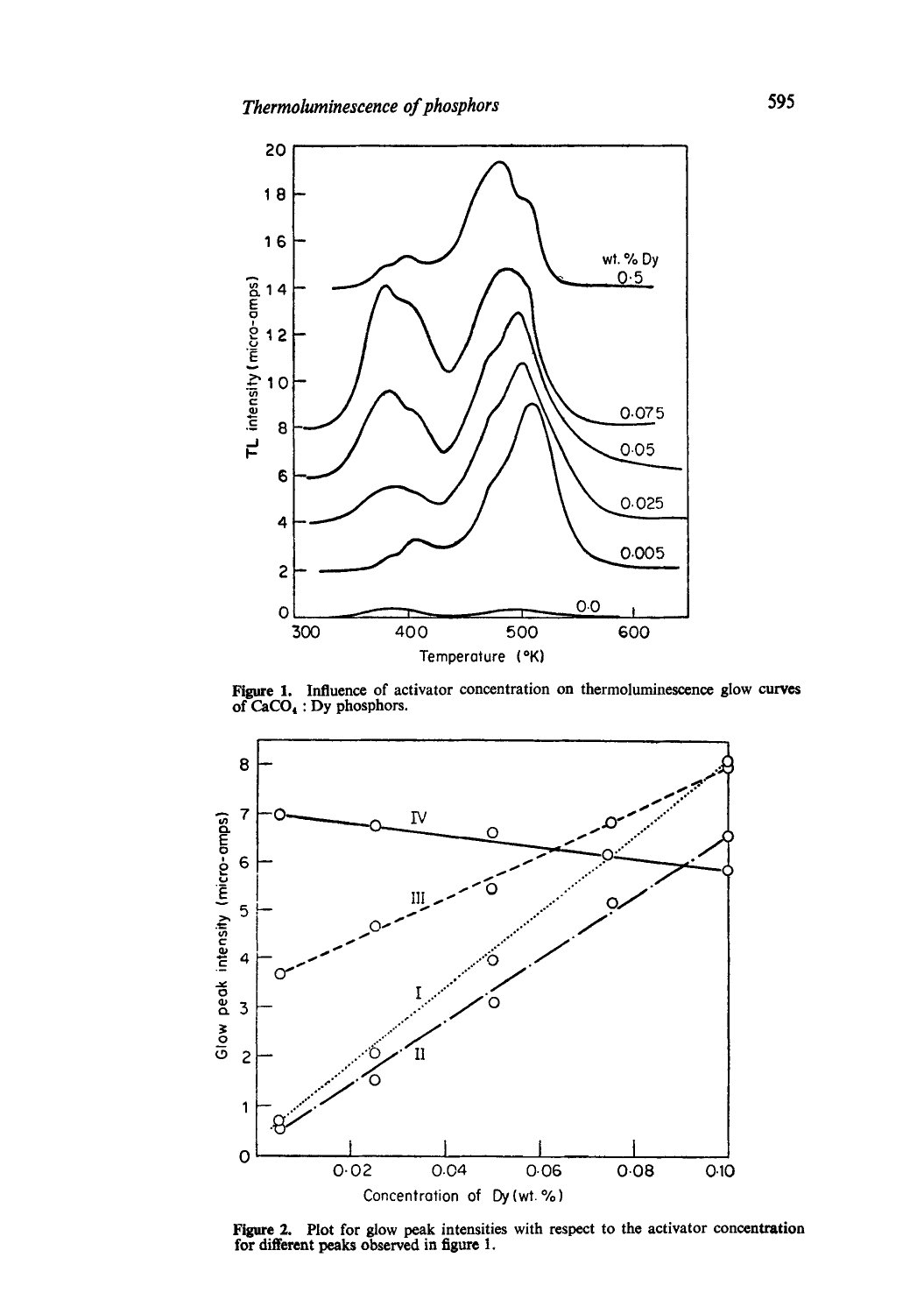Figure 1. Influence of activator concentration on thermoluminescence glow curves of $CaCO_3$ : Dy phosphors.

Figure 2. Plot for glow peak intensities with respect to the activator concentration for different peaks observed in figure 1.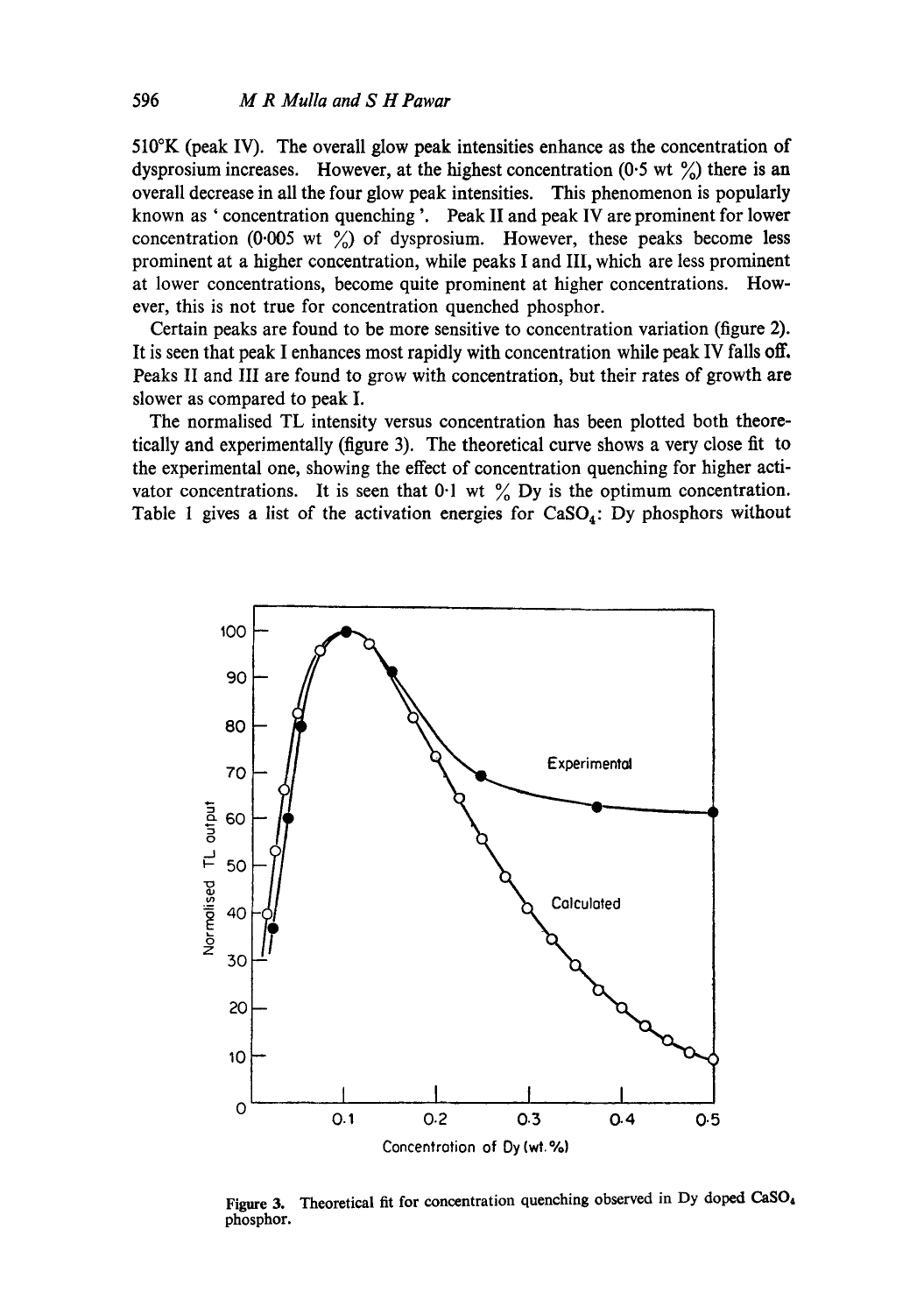510°K (peak IV). The overall glow peak intensities enhance as the concentration of dysprosium increases. However, at the highest concentration (0·5 wt %) there is an overall decrease in all the four glow peak intensities. This phenomenon is popularly known as ' concentration quenching '. Peak II and peak IV are prominent for lower concentration (0·005 wt %) of dysprosium. However, these peaks become less prominent at a higher concentration, while peaks I and III, which are less prominent at lower concentrations, become quite prominent at higher concentrations. However, this is not true for concentration quenched phosphor.

Certain peaks are found to be more sensitive to concentration variation (figure 2). It is seen that peak I enhances most rapidly with concentration while peak IV falls off. Peaks II and III are found to grow with concentration, but their rates of growth are slower as compared to peak I.

The normalised TL intensity versus concentration has been plotted both theoretically and experimentally (figure 3). The theoretical curve shows a very close fit to the experimental one, showing the effect of concentration quenching for higher activator concentrations. It is seen that 0·1 wt % Dy is the optimum concentration. Table 1 gives a list of the activation energies for $CaSO_4$: Dy phosphors without

**Figure 3.** Theoretical fit for concentration quenching observed in Dy doped $CaSO_4$ phosphor.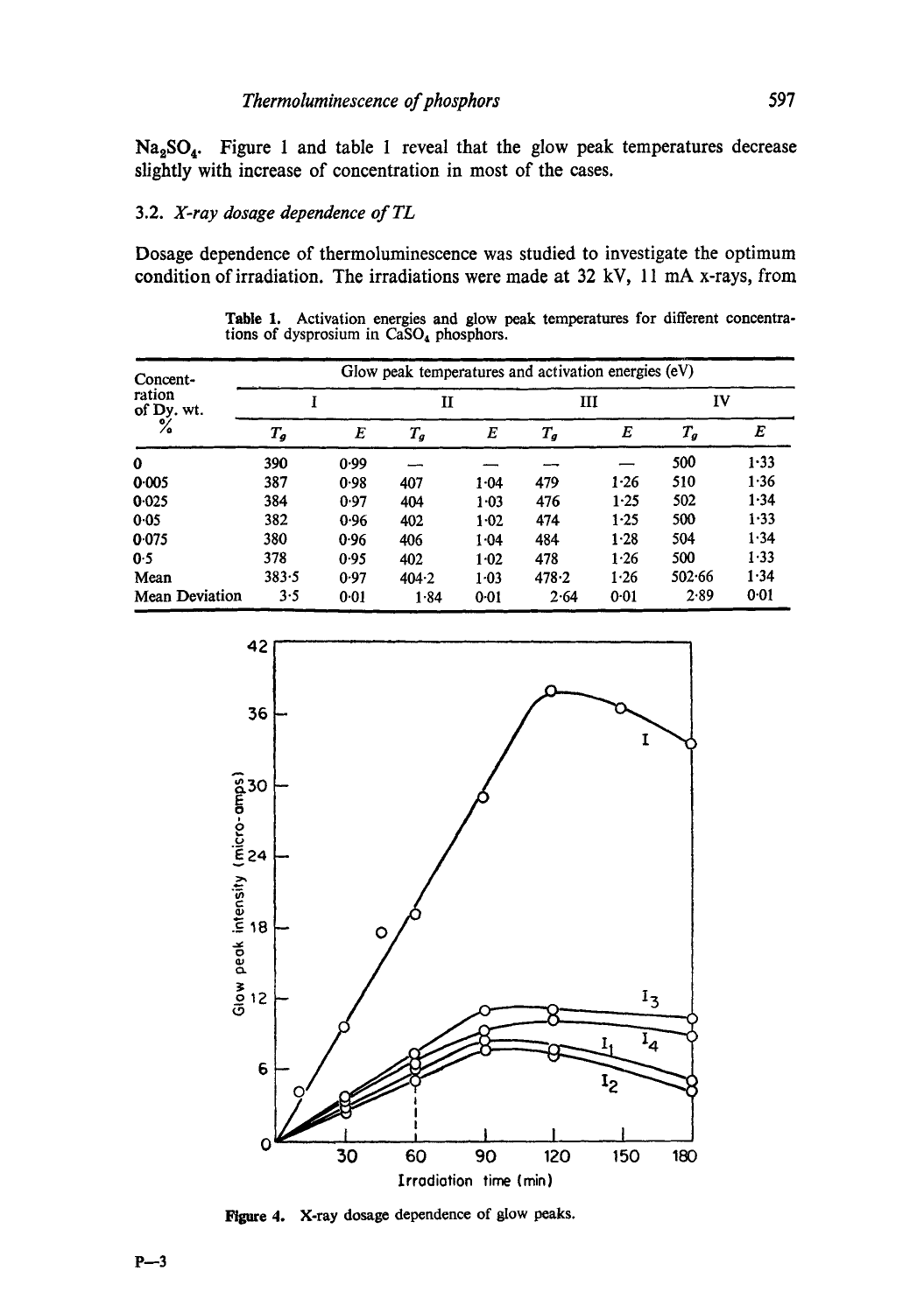$Na_2SO_4$. Figure 1 and table 1 reveal that the glow peak temperatures decrease slightly with increase of concentration in most of the cases.

### 3.2. *X-ray dosage dependence of TL*

Dosage dependence of thermoluminescence was studied to investigate the optimum condition of irradiation. The irradiations were made at 32 kV, 11 mA x-rays, from

**Table 1.** Activation energies and glow peak temperatures for different concentrations of dysprosium in $CaSO_4$ phosphors.

| Concentration of Dy. wt. % | Glow peak temperatures and activation energies (eV) | | | | | | | |
|---|---|---|---|---|---|---|---|---|
| | I | | II | | III | | IV | |
| | $T_g$ | $E$ | $T_g$ | $E$ | $T_g$ | $E$ | $T_g$ | $E$ |
| 0 | 390 | 0·99 | — | — | — | — | 500 | 1·33 |
| 0·005 | 387 | 0·98 | 407 | 1·04 | 479 | 1·26 | 510 | 1·36 |
| 0·025 | 384 | 0·97 | 404 | 1·03 | 476 | 1·25 | 502 | 1·34 |
| 0·05 | 382 | 0·96 | 402 | 1·02 | 474 | 1·25 | 500 | 1·33 |
| 0·075 | 380 | 0·96 | 406 | 1·04 | 484 | 1·28 | 504 | 1·34 |
| 0·5 | 378 | 0·95 | 402 | 1·02 | 478 | 1·26 | 500 | 1·33 |
| Mean | 383·5 | 0·97 | 404·2 | 1·03 | 478·2 | 1·26 | 502·66 | 1·34 |
| Mean Deviation | 3·5 | 0·01 | 1·84 | 0·01 | 2·64 | 0·01 | 2·89 | 0·01 |

**Figure 4.** X-ray dosage dependence of glow peaks.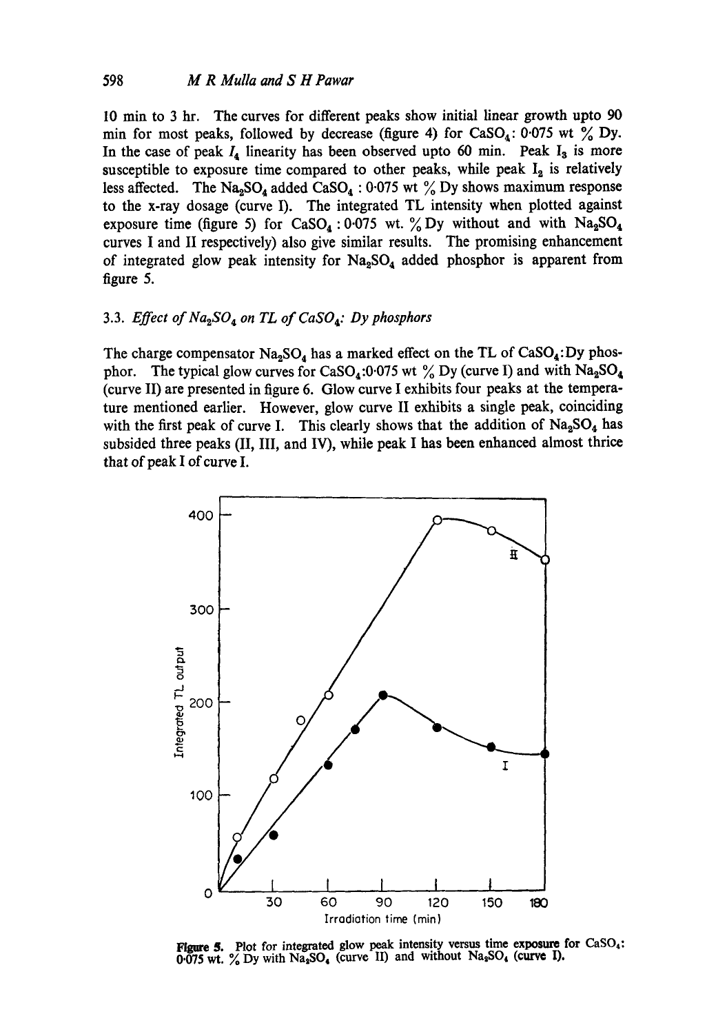10 min to 3 hr. The curves for different peaks show initial linear growth upto 90 min for most peaks, followed by decrease (figure 4) for $CaSO_4$: 0·075 wt % Dy. In the case of peak $I_4$ linearity has been observed upto 60 min. Peak $I_3$ is more susceptible to exposure time compared to other peaks, while peak $I_2$ is relatively less affected. The $Na_2SO_4$ added $CaSO_4$ : 0·075 wt % Dy shows maximum response to the x-ray dosage (curve I). The integrated TL intensity when plotted against exposure time (figure 5) for $CaSO_4$ : 0·075 wt. % Dy without and with $Na_2SO_4$ curves I and II respectively) also give similar results. The promising enhancement of integrated glow peak intensity for $Na_2SO_4$ added phosphor is apparent from figure 5.

### 3.3. *Effect of $Na_2SO_4$ on TL of $CaSO_4$: Dy phosphors*

The charge compensator $Na_2SO_4$ has a marked effect on the TL of $CaSO_4$:Dy phosphor. The typical glow curves for $CaSO_4$:0·075 wt % Dy (curve I) and with $Na_2SO_4$ (curve II) are presented in figure 6. Glow curve I exhibits four peaks at the temperature mentioned earlier. However, glow curve II exhibits a single peak, coinciding with the first peak of curve I. This clearly shows that the addition of $Na_2SO_4$ has subsided three peaks (II, III, and IV), while peak I has been enhanced almost thrice that of peak I of curve I.

**Figure 5.** Plot for integrated glow peak intensity versus time exposure for $CaSO_4$: 0·075 wt. % Dy with $Na_2SO_4$ (curve II) and without $Na_2SO_4$ (curve I).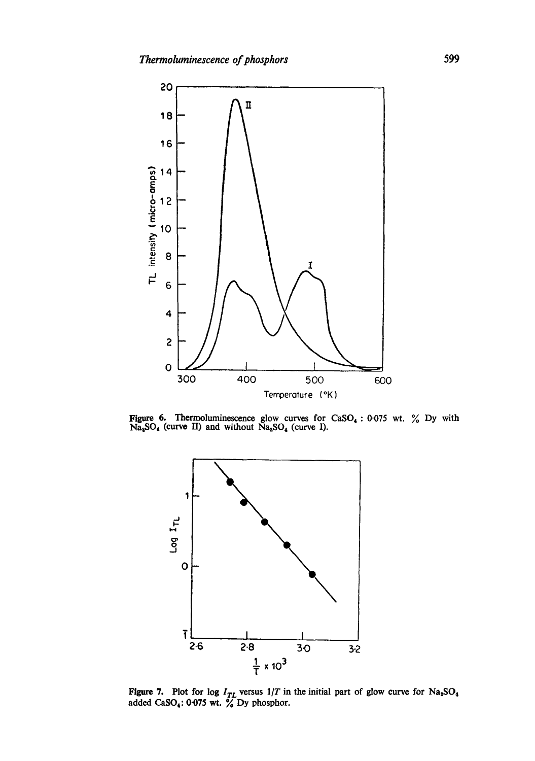Figure 6. Thermoluminescence glow curves for $CaSO_4$ : 0·075 wt. % Dy with $Na_2SO_4$ (curve II) and without $Na_2SO_4$ (curve I).

Figure 7. Plot for log $I_{TL}$ versus $1/T$ in the initial part of glow curve for $Na_2SO_4$ added $CaSO_4$: 0·075 wt. % Dy phosphor.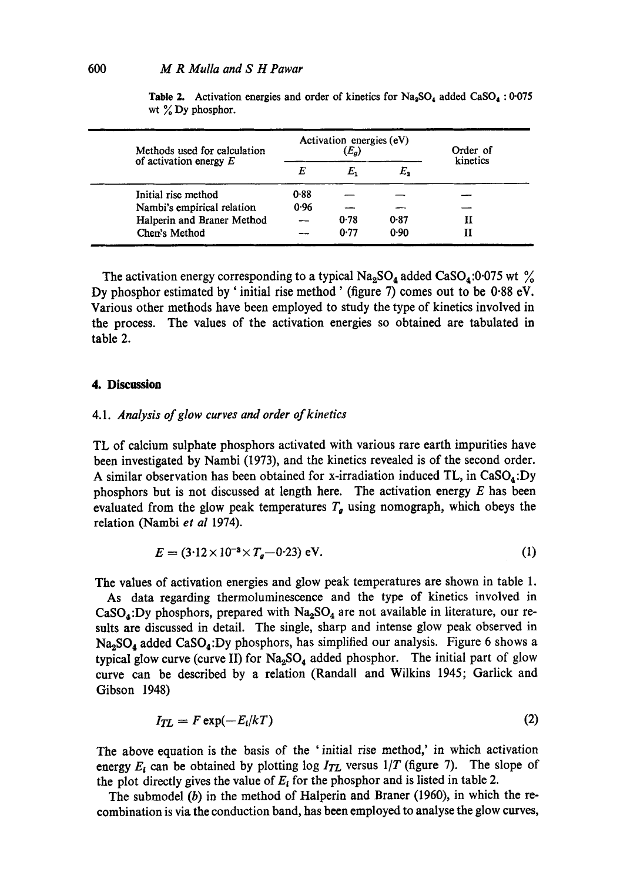**Table 2.** Activation energies and order of kinetics for $Na_2SO_4$ added $CaSO_4$ : 0·075 wt % Dy phosphor.

| Methods used for calculation of activation energy $E$ | Activation energies (eV) ($E_g$) | | | Order of kinetics |
|---|---|---|---|---|
| | $E$ | $E_1$ | $E_2$ | |
| Initial rise method | 0·88 | — | — | — |
| Nambi's empirical relation | 0·96 | — | — | — |
| Halperin and Braner Method | — | 0·78 | 0·87 | II |
| Chen's Method | — | 0·77 | 0·90 | II |

The activation energy corresponding to a typical $Na_2SO_4$ added $CaSO_4$:0·075 wt % Dy phosphor estimated by 'initial rise method' (figure 7) comes out to be 0·88 eV. Various other methods have been employed to study the type of kinetics involved in the process. The values of the activation energies so obtained are tabulated in table 2.

## 4. Discussion

### 4.1. *Analysis of glow curves and order of kinetics*

TL of calcium sulphate phosphors activated with various rare earth impurities have been investigated by Nambi (1973), and the kinetics revealed is of the second order. A similar observation has been obtained for x-irradiation induced TL, in $CaSO_4$:Dy phosphors but is not discussed at length here. The activation energy $E$ has been evaluated from the glow peak temperatures $T_g$ using nomograph, which obeys the relation (Nambi *et al* 1974).

$$E = (3{\cdot}12\times10^{-3}\times T_g - 0{\cdot}23)\ \text{eV}. \tag{1}$$

The values of activation energies and glow peak temperatures are shown in table 1.

As data regarding thermoluminescence and the type of kinetics involved in $CaSO_4$:Dy phosphors, prepared with $Na_2SO_4$ are not available in literature, our results are discussed in detail. The single, sharp and intense glow peak observed in $Na_2SO_4$ added $CaSO_4$:Dy phosphors, has simplified our analysis. Figure 6 shows a typical glow curve (curve II) for $Na_2SO_4$ added phosphor. The initial part of glow curve can be described by a relation (Randall and Wilkins 1945; Garlick and Gibson 1948)

$$I_{TL} = F\exp(-E_i/kT) \tag{2}$$

The above equation is the basis of the 'initial rise method,' in which activation energy $E_i$ can be obtained by plotting log $I_{TL}$ versus $1/T$ (figure 7). The slope of the plot directly gives the value of $E_i$ for the phosphor and is listed in table 2.

The submodel (*b*) in the method of Halperin and Braner (1960), in which the recombination is via the conduction band, has been employed to analyse the glow curves,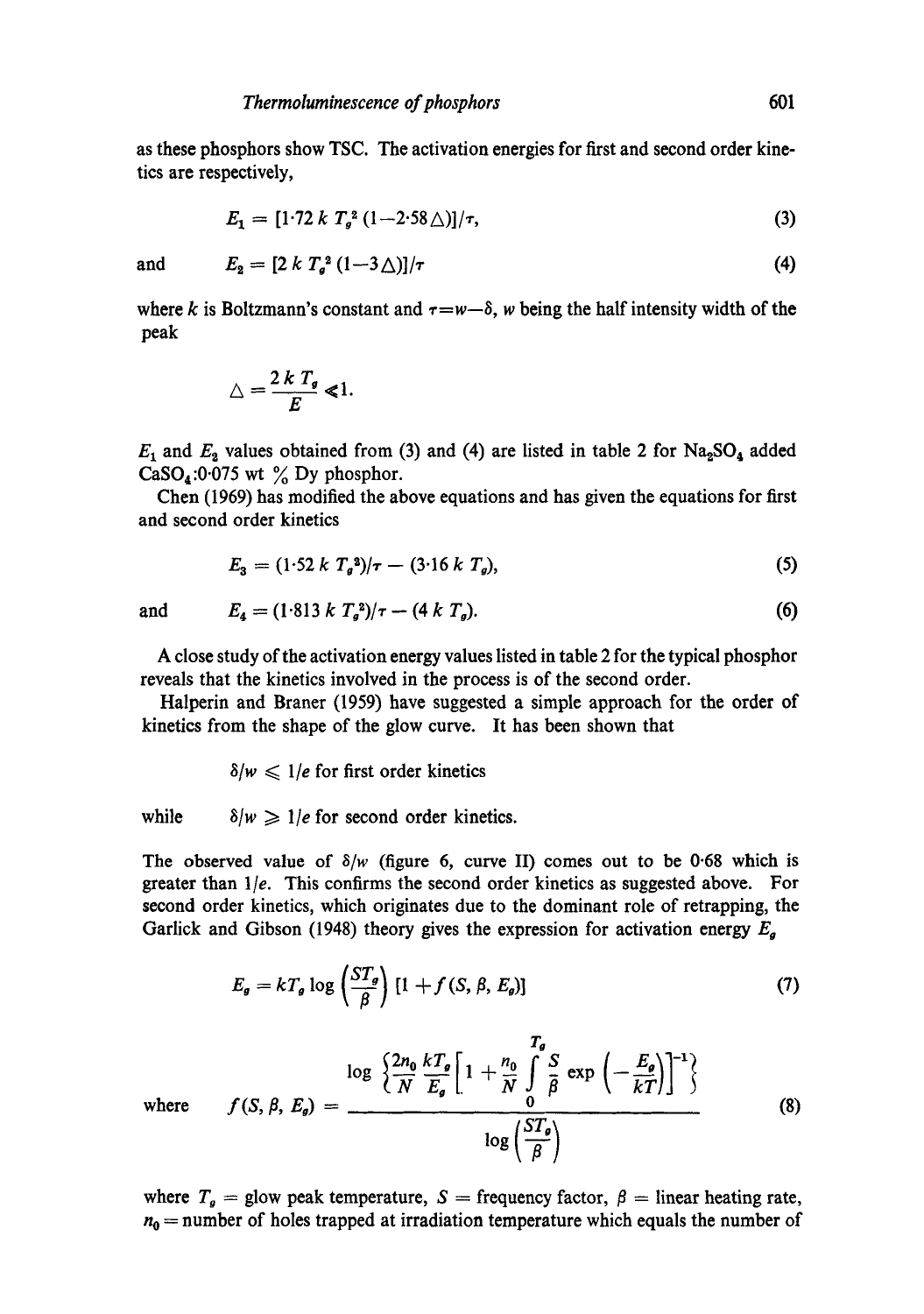as these phosphors show TSC. The activation energies for first and second order kinetics are respectively,

$$E_1 = [1{\cdot}72\, k\, T_g^2\, (1-2{\cdot}58\triangle)]/\tau, \tag{3}$$

and

$$E_2 = [2\, k\, T_g^2\, (1-3\triangle)]/\tau \tag{4}$$

where $k$ is Boltzmann's constant and $\tau = w - \delta$, $w$ being the half intensity width of the peak

$$\triangle = \frac{2\, k\, T_g}{E} \ll 1.$$

$E_1$ and $E_2$ values obtained from (3) and (4) are listed in table 2 for $Na_2SO_4$ added $CaSO_4$:0·075 wt % Dy phosphor.

Chen (1969) has modified the above equations and has given the equations for first and second order kinetics

$$E_3 = (1{\cdot}52\, k\, T_g^2)/\tau - (3{\cdot}16\, k\, T_g), \tag{5}$$

and

$$E_4 = (1{\cdot}813\, k\, T_g^2)/\tau - (4\, k\, T_g). \tag{6}$$

A close study of the activation energy values listed in table 2 for the typical phosphor reveals that the kinetics involved in the process is of the second order.

Halperin and Braner (1959) have suggested a simple approach for the order of kinetics from the shape of the glow curve. It has been shown that

$\delta/w \leqslant 1/e$ for first order kinetics

while $\delta/w \geqslant 1/e$ for second order kinetics.

The observed value of $\delta/w$ (figure 6, curve II) comes out to be 0·68 which is greater than $1/e$. This confirms the second order kinetics as suggested above. For second order kinetics, which originates due to the dominant role of retrapping, the Garlick and Gibson (1948) theory gives the expression for activation energy $E_g$

$$E_g = kT_g \log\left(\frac{ST_g}{\beta}\right)[1 + f(S, \beta, E_g)] \tag{7}$$

where

$$f(S, \beta, E_g) = \frac{\log\left\{\dfrac{2n_0}{N}\dfrac{kT_g}{E_g}\left[1 + \dfrac{n_0}{N}\displaystyle\int_0^{T_g}\frac{S}{\beta}\exp\left(-\frac{E_g}{kT}\right)\right]^{-1}\right\}}{\log\left(\dfrac{ST_g}{\beta}\right)} \tag{8}$$

where $T_g$ = glow peak temperature, $S$ = frequency factor, $\beta$ = linear heating rate, $n_0$ = number of holes trapped at irradiation temperature which equals the number of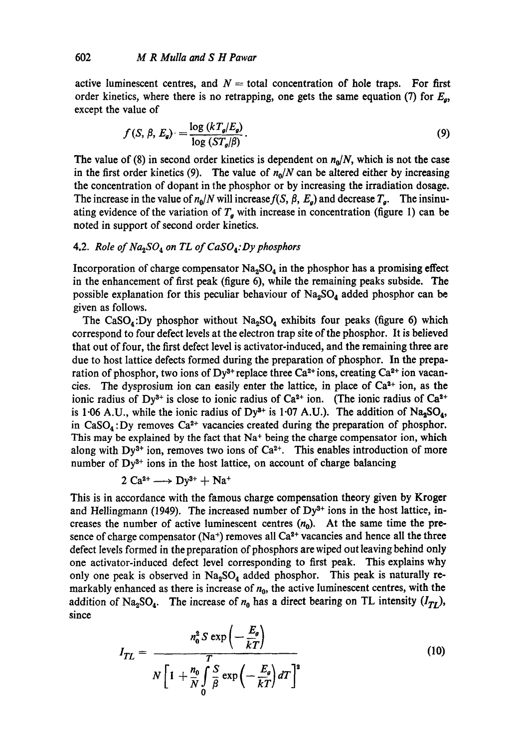active luminescent centres, and $N$ = total concentration of hole traps. For first order kinetics, where there is no retrapping, one gets the same equation (7) for $E_g$, except the value of

$$f(S, \beta, E_g) = \frac{\log (kT_g/E_g)}{\log (ST_g/\beta)}. \tag{9}$$

The value of (8) in second order kinetics is dependent on $n_0/N$, which is not the case in the first order kinetics (9). The value of $n_0/N$ can be altered either by increasing the concentration of dopant in the phosphor or by increasing the irradiation dosage. The increase in the value of $n_0/N$ will increase $f(S, \beta, E_g)$ and decrease $T_g$. The insinuating evidence of the variation of $T_g$ with increase in concentration (figure 1) can be noted in support of second order kinetics.

### 4.2. *Role of $Na_2SO_4$ on TL of $CaSO_4$:Dy phosphors*

Incorporation of charge compensator $Na_2SO_4$ in the phosphor has a promising effect in the enhancement of first peak (figure 6), while the remaining peaks subside. The possible explanation for this peculiar behaviour of $Na_2SO_4$ added phosphor can be given as follows.

The $CaSO_4$:Dy phosphor without $Na_2SO_4$ exhibits four peaks (figure 6) which correspond to four defect levels at the electron trap site of the phosphor. It is believed that out of four, the first defect level is activator-induced, and the remaining three are due to host lattice defects formed during the preparation of phosphor. In the preparation of phosphor, two ions of $Dy^{3+}$ replace three $Ca^{2+}$ ions, creating $Ca^{2+}$ ion vacancies. The dysprosium ion can easily enter the lattice, in place of $Ca^{2+}$ ion, as the ionic radius of $Dy^{3+}$ is close to ionic radius of $Ca^{2+}$ ion. (The ionic radius of $Ca^{2+}$ is 1·06 A.U., while the ionic radius of $Dy^{3+}$ is 1·07 A.U.). The addition of $Na_2SO_4$, in $CaSO_4$:Dy removes $Ca^{2+}$ vacancies created during the preparation of phosphor. This may be explained by the fact that $Na^+$ being the charge compensator ion, which along with $Dy^{3+}$ ion, removes two ions of $Ca^{2+}$. This enables introduction of more number of $Dy^{3+}$ ions in the host lattice, on account of charge balancing

$$2\,Ca^{2+} \longrightarrow Dy^{3+} + Na^+$$

This is in accordance with the famous charge compensation theory given by Kroger and Hellingmann (1949). The increased number of $Dy^{3+}$ ions in the host lattice, increases the number of active luminescent centres ($n_0$). At the same time the presence of charge compensator ($Na^+$) removes all $Ca^{2+}$ vacancies and hence all the three defect levels formed in the preparation of phosphors are wiped out leaving behind only one activator-induced defect level corresponding to first peak. This explains why only one peak is observed in $Na_2SO_4$ added phosphor. This peak is naturally remarkably enhanced as there is increase of $n_0$, the active luminescent centres, with the addition of $Na_2SO_4$. The increase of $n_0$ has a direct bearing on TL intensity ($I_{TL}$), since

$$I_{TL} = \frac{n_0^2 S \exp\left(-\frac{E_g}{kT}\right)}{N\left[1 + \frac{n_0}{N}\int_0^T \frac{S}{\beta}\exp\left(-\frac{E_g}{kT}\right)dT\right]^2} \tag{10}$$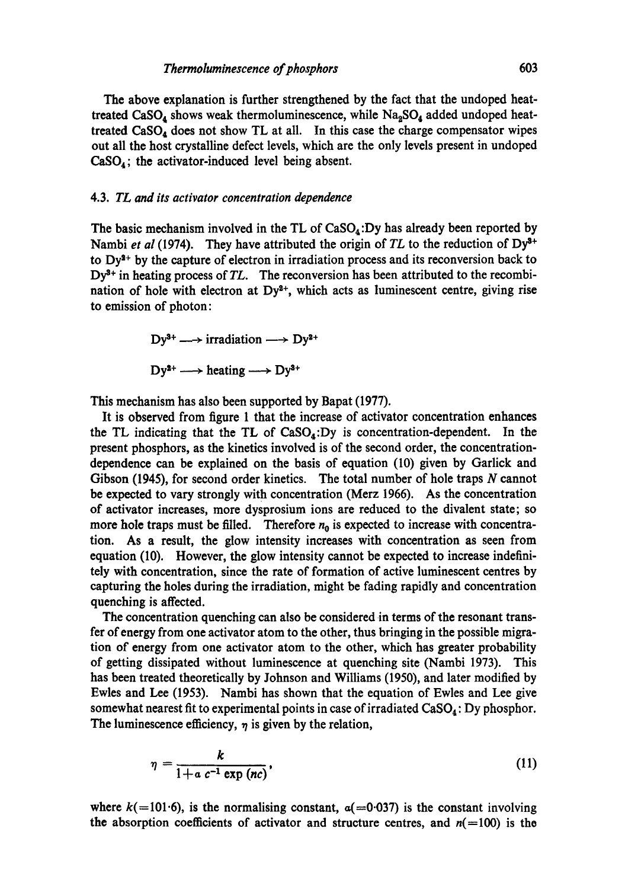The above explanation is further strengthened by the fact that the undoped heat-treated $CaSO_4$ shows weak thermoluminescence, while $Na_2SO_4$ added undoped heat-treated $CaSO_4$ does not show TL at all. In this case the charge compensator wipes out all the host crystalline defect levels, which are the only levels present in undoped $CaSO_4$; the activator-induced level being absent.

### 4.3. *TL and its activator concentration dependence*

The basic mechanism involved in the TL of $CaSO_4$:Dy has already been reported by Nambi *et al* (1974). They have attributed the origin of *TL* to the reduction of $Dy^{3+}$ to $Dy^{2+}$ by the capture of electron in irradiation process and its reconversion back to $Dy^{3+}$ in heating process of *TL*. The reconversion has been attributed to the recombination of hole with electron at $Dy^{2+}$, which acts as luminescent centre, giving rise to emission of photon:

$$Dy^{3+} \longrightarrow \text{irradiation} \longrightarrow Dy^{2+}$$

$$Dy^{2+} \longrightarrow \text{heating} \longrightarrow Dy^{3+}$$

This mechanism has also been supported by Bapat (1977).

It is observed from figure 1 that the increase of activator concentration enhances the TL indicating that the TL of $CaSO_4$:Dy is concentration-dependent. In the present phosphors, as the kinetics involved is of the second order, the concentration-dependence can be explained on the basis of equation (10) given by Garlick and Gibson (1945), for second order kinetics. The total number of hole traps $N$ cannot be expected to vary strongly with concentration (Merz 1966). As the concentration of activator increases, more dysprosium ions are reduced to the divalent state; so more hole traps must be filled. Therefore $n_0$ is expected to increase with concentration. As a result, the glow intensity increases with concentration as seen from equation (10). However, the glow intensity cannot be expected to increase indefinitely with concentration, since the rate of formation of active luminescent centres by capturing the holes during the irradiation, might be fading rapidly and concentration quenching is affected.

The concentration quenching can also be considered in terms of the resonant transfer of energy from one activator atom to the other, thus bringing in the possible migration of energy from one activator atom to the other, which has greater probability of getting dissipated without luminescence at quenching site (Nambi 1973). This has been treated theoretically by Johnson and Williams (1950), and later modified by Ewles and Lee (1953). Nambi has shown that the equation of Ewles and Lee give somewhat nearest fit to experimental points in case of irradiated $CaSO_4$: Dy phosphor. The luminescence efficiency, $\eta$ is given by the relation,

$$\eta = \frac{k}{1 + a\, c^{-1} \exp(nc)}, \tag{11}$$

where $k(=101 \cdot 6)$, is the normalising constant, $a(=0 \cdot 037)$ is the constant involving the absorption coefficients of activator and structure centres, and $n(=100)$ is the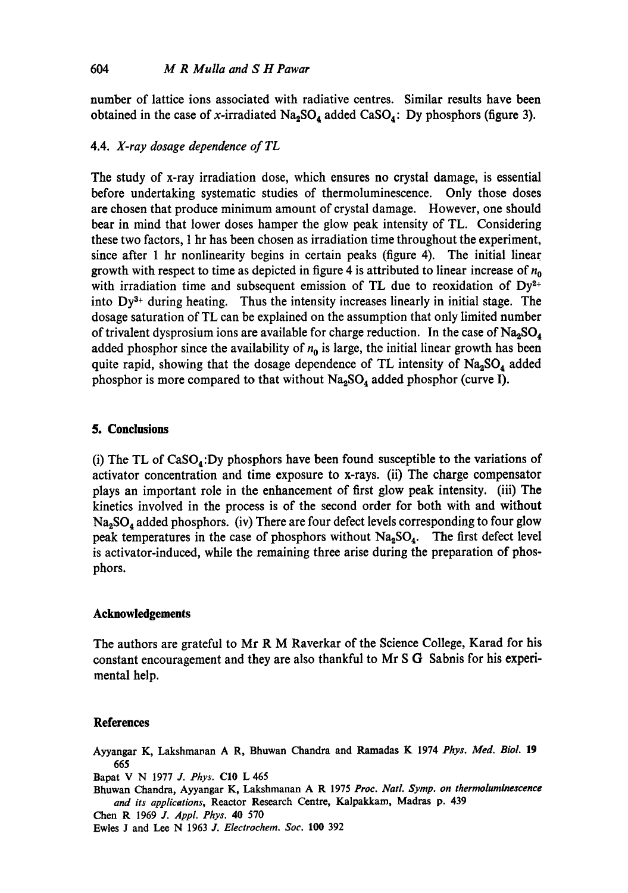number of lattice ions associated with radiative centres. Similar results have been obtained in the case of *x*-irradiated $Na_2SO_4$ added $CaSO_4$: Dy phosphors (figure 3).

### 4.4. *X-ray dosage dependence of TL*

The study of x-ray irradiation dose, which ensures no crystal damage, is essential before undertaking systematic studies of thermoluminescence. Only those doses are chosen that produce minimum amount of crystal damage. However, one should bear in mind that lower doses hamper the glow peak intensity of TL. Considering these two factors, 1 hr has been chosen as irradiation time throughout the experiment, since after 1 hr nonlinearity begins in certain peaks (figure 4). The initial linear growth with respect to time as depicted in figure 4 is attributed to linear increase of $n_0$ with irradiation time and subsequent emission of TL due to reoxidation of $Dy^{2+}$ into $Dy^{3+}$ during heating. Thus the intensity increases linearly in initial stage. The dosage saturation of TL can be explained on the assumption that only limited number of trivalent dysprosium ions are available for charge reduction. In the case of $Na_2SO_4$ added phosphor since the availability of $n_0$ is large, the initial linear growth has been quite rapid, showing that the dosage dependence of TL intensity of $Na_2SO_4$ added phosphor is more compared to that without $Na_2SO_4$ added phosphor (curve I).

## 5. Conclusions

(i) The TL of $CaSO_4$:Dy phosphors have been found susceptible to the variations of activator concentration and time exposure to x-rays. (ii) The charge compensator plays an important role in the enhancement of first glow peak intensity. (iii) The kinetics involved in the process is of the second order for both with and without $Na_2SO_4$ added phosphors. (iv) There are four defect levels corresponding to four glow peak temperatures in the case of phosphors without $Na_2SO_4$. The first defect level is activator-induced, while the remaining three arise during the preparation of phosphors.

## Acknowledgements

The authors are grateful to Mr R M Raverkar of the Science College, Karad for his constant encouragement and they are also thankful to Mr S G Sabnis for his experimental help.

## References

Ayyangar K, Lakshmanan A R, Bhuwan Chandra and Ramadas K 1974 *Phys. Med. Biol.* **19** 665

Bapat V N 1977 *J. Phys.* **C10** L 465

Bhuwan Chandra, Ayyangar K, Lakshmanan A R 1975 *Proc. Natl. Symp. on thermoluminescence and its applications*, Reactor Research Centre, Kalpakkam, Madras p. 439

Chen R 1969 *J. Appl. Phys.* **40** 570

Ewles J and Lee N 1963 *J. Electrochem. Soc.* **100** 392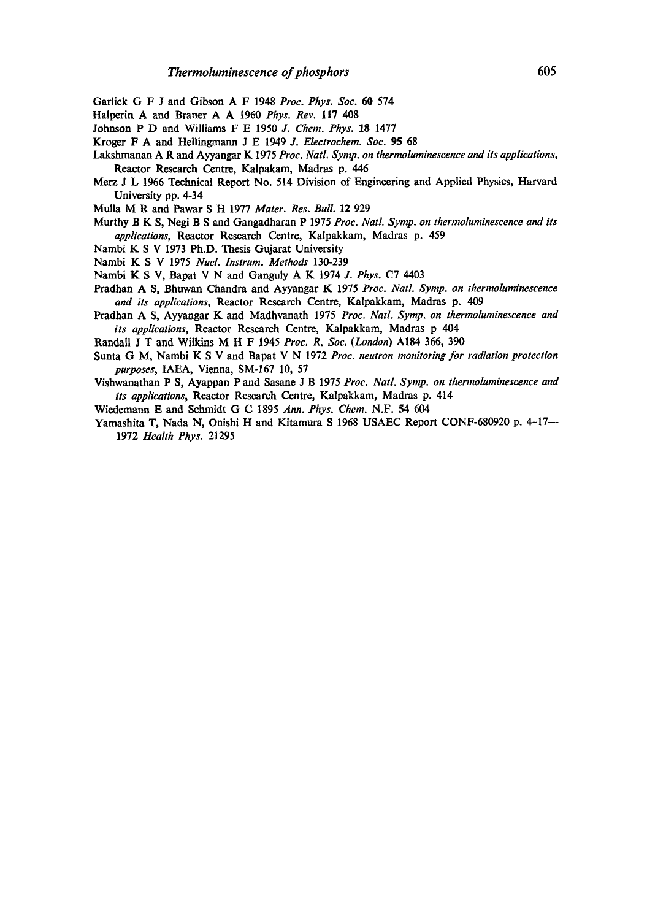Garlick G F J and Gibson A F 1948 *Proc. Phys. Soc.* **60** 574

Halperin A and Braner A A 1960 *Phys. Rev.* **117** 408

Johnson P D and Williams F E 1950 *J. Chem. Phys.* **18** 1477

Kroger F A and Hellingmann J E 1949 *J. Electrochem. Soc.* **95** 68

Lakshmanan A R and Ayyangar K 1975 *Proc. Natl. Symp. on thermoluminescence and its applications*, Reactor Research Centre, Kalpakam, Madras p. 446

Merz J L 1966 Technical Report No. 514 Division of Engineering and Applied Physics, Harvard University pp. 4-34

Mulla M R and Pawar S H 1977 *Mater. Res. Bull.* **12** 929

Murthy B K S, Negi B S and Gangadharan P 1975 *Proc. Natl. Symp. on thermoluminescence and its applications*, Reactor Research Centre, Kalpakkam, Madras p. 459

Nambi K S V 1973 Ph.D. Thesis Gujarat University

Nambi K S V 1975 *Nucl. Instrum. Methods* 130-239

Nambi K S V, Bapat V N and Ganguly A K 1974 *J. Phys.* **C7** 4403

Pradhan A S, Bhuwan Chandra and Ayyangar K 1975 *Proc. Natl. Symp. on thermoluminescence and its applications*, Reactor Research Centre, Kalpakkam, Madras p. 409

Pradhan A S, Ayyangar K and Madhvanath 1975 *Proc. Natl. Symp. on thermoluminescence and its applications*, Reactor Research Centre, Kalpakkam, Madras p 404

Randall J T and Wilkins M H F 1945 *Proc. R. Soc. (London)* **A184** 366, 390

Sunta G M, Nambi K S V and Bapat V N 1972 *Proc. neutron monitoring for radiation protection purposes*, IAEA, Vienna, SM-167 10, 57

Vishwanathan P S, Ayappan P and Sasane J B 1975 *Proc. Natl. Symp. on thermoluminescence and its applications*, Reactor Research Centre, Kalpakkam, Madras p. 414

Wiedemann E and Schmidt G C 1895 *Ann. Phys. Chem.* N.F. **54** 604

Yamashita T, Nada N, Onishi H and Kitamura S 1968 USAEC Report CONF-680920 p. 4-17— 1972 *Health Phys.* 21295